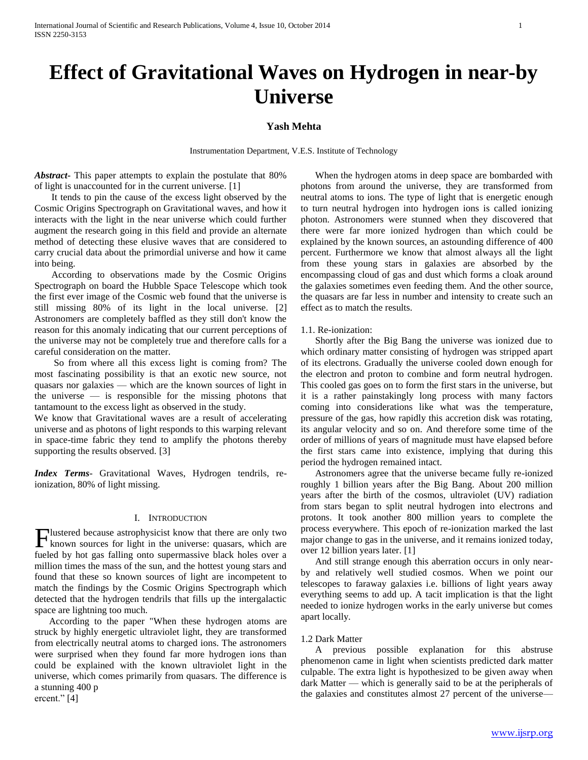# Effect of Gravitational Waves on Hydrogen in near-by Universe

**Yash Mehta**

Instrumentation Department, V.E.S. Institute of Technology

***Abstract-*** This paper attempts to explain the postulate that 80% of light is unaccounted for in the current universe. [1]

It tends to pin the cause of the excess light observed by the Cosmic Origins Spectrograph on Gravitational waves, and how it interacts with the light in the near universe which could further augment the research going in this field and provide an alternate method of detecting these elusive waves that are considered to carry crucial data about the primordial universe and how it came into being.

According to observations made by the Cosmic Origins Spectrograph on board the Hubble Space Telescope which took the first ever image of the Cosmic web found that the universe is still missing 80% of its light in the local universe. [2] Astronomers are completely baffled as they still don't know the reason for this anomaly indicating that our current perceptions of the universe may not be completely true and therefore calls for a careful consideration on the matter.

So from where all this excess light is coming from? The most fascinating possibility is that an exotic new source, not quasars nor galaxies — which are the known sources of light in the universe — is responsible for the missing photons that tantamount to the excess light as observed in the study.

We know that Gravitational waves are a result of accelerating universe and as photons of light responds to this warping relevant in space-time fabric they tend to amplify the photons thereby supporting the results observed. [3]

***Index Terms-*** Gravitational Waves, Hydrogen tendrils, re-ionization, 80% of light missing.

## I. Introduction

Flustered because astrophysicist know that there are only two known sources for light in the universe: quasars, which are fueled by hot gas falling onto supermassive black holes over a million times the mass of the sun, and the hottest young stars and found that these so known sources of light are incompetent to match the findings by the Cosmic Origins Spectrograph which detected that the hydrogen tendrils that fills up the intergalactic space are lightning too much.

According to the paper "When these hydrogen atoms are struck by highly energetic ultraviolet light, they are transformed from electrically neutral atoms to charged ions. The astronomers were surprised when they found far more hydrogen ions than could be explained with the known ultraviolet light in the universe, which comes primarily from quasars. The difference is a stunning 400 p ercent." [4]

When the hydrogen atoms in deep space are bombarded with photons from around the universe, they are transformed from neutral atoms to ions. The type of light that is energetic enough to turn neutral hydrogen into hydrogen ions is called ionizing photon. Astronomers were stunned when they discovered that there were far more ionized hydrogen than which could be explained by the known sources, an astounding difference of 400 percent. Furthermore we know that almost always all the light from these young stars in galaxies are absorbed by the encompassing cloud of gas and dust which forms a cloak around the galaxies sometimes even feeding them. And the other source, the quasars are far less in number and intensity to create such an effect as to match the results.

### 1.1. Re-ionization:

Shortly after the Big Bang the universe was ionized due to which ordinary matter consisting of hydrogen was stripped apart of its electrons. Gradually the universe cooled down enough for the electron and proton to combine and form neutral hydrogen. This cooled gas goes on to form the first stars in the universe, but it is a rather painstakingly long process with many factors coming into considerations like what was the temperature, pressure of the gas, how rapidly this accretion disk was rotating, its angular velocity and so on. And therefore some time of the order of millions of years of magnitude must have elapsed before the first stars came into existence, implying that during this period the hydrogen remained intact.

Astronomers agree that the universe became fully re-ionized roughly 1 billion years after the Big Bang. About 200 million years after the birth of the cosmos, ultraviolet (UV) radiation from stars began to split neutral hydrogen into electrons and protons. It took another 800 million years to complete the process everywhere. This epoch of re-ionization marked the last major change to gas in the universe, and it remains ionized today, over 12 billion years later. [1]

And still strange enough this aberration occurs in only near-by and relatively well studied cosmos. When we point our telescopes to faraway galaxies i.e. billions of light years away everything seems to add up. A tacit implication is that the light needed to ionize hydrogen works in the early universe but comes apart locally.

### 1.2 Dark Matter

A previous possible explanation for this abstruse phenomenon came in light when scientists predicted dark matter culpable. The extra light is hypothesized to be given away when dark Matter — which is generally said to be at the peripherals of the galaxies and constitutes almost 27 percent of the universe—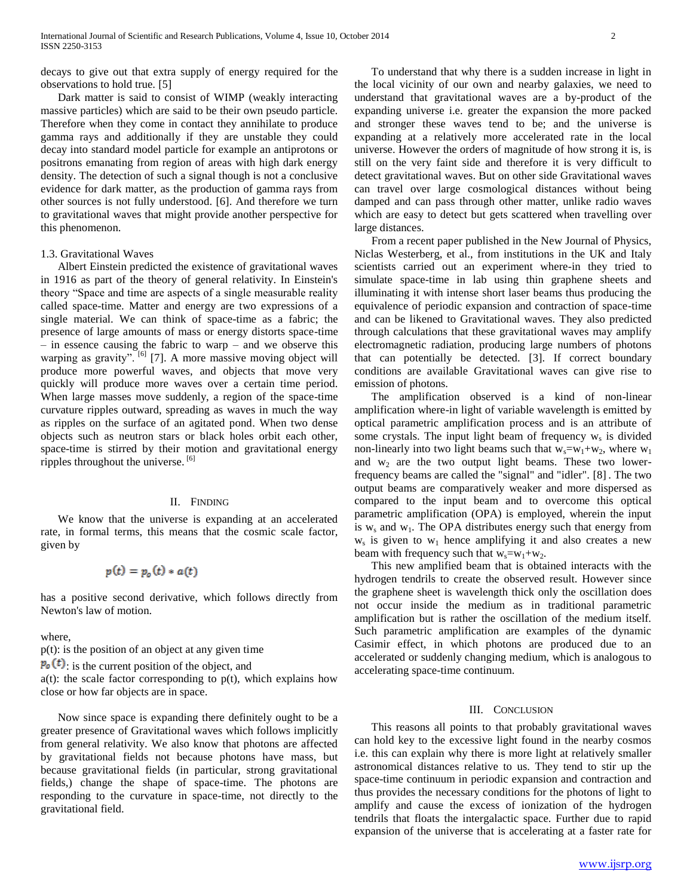decays to give out that extra supply of energy required for the observations to hold true. [5]

Dark matter is said to consist of WIMP (weakly interacting massive particles) which are said to be their own pseudo particle. Therefore when they come in contact they annihilate to produce gamma rays and additionally if they are unstable they could decay into standard model particle for example an antiprotons or positrons emanating from region of areas with high dark energy density. The detection of such a signal though is not a conclusive evidence for dark matter, as the production of gamma rays from other sources is not fully understood. [6]. And therefore we turn to gravitational waves that might provide another perspective for this phenomenon.

### 1.3. Gravitational Waves

Albert Einstein predicted the existence of gravitational waves in 1916 as part of the theory of general relativity. In Einstein's theory "Space and time are aspects of a single measurable reality called space-time. Matter and energy are two expressions of a single material. We can think of space-time as a fabric; the presence of large amounts of mass or energy distorts space-time – in essence causing the fabric to warp – and we observe this warping as gravity". [6] [7]. A more massive moving object will produce more powerful waves, and objects that move very quickly will produce more waves over a certain time period. When large masses move suddenly, a region of the space-time curvature ripples outward, spreading as waves in much the way as ripples on the surface of an agitated pond. When two dense objects such as neutron stars or black holes orbit each other, space-time is stirred by their motion and gravitational energy ripples throughout the universe. [6]

## II. Finding

We know that the universe is expanding at an accelerated rate, in formal terms, this means that the cosmic scale factor, given by

$$p(t) = p_o(t) * a(t)$$

has a positive second derivative, which follows directly from Newton's law of motion.

where,

p(t): is the position of an object at any given time

$p_o(t)$: is the current position of the object, and

a(t): the scale factor corresponding to p(t), which explains how close or how far objects are in space.

Now since space is expanding there definitely ought to be a greater presence of Gravitational waves which follows implicitly from general relativity. We also know that photons are affected by gravitational fields not because photons have mass, but because gravitational fields (in particular, strong gravitational fields,) change the shape of space-time. The photons are responding to the curvature in space-time, not directly to the gravitational field.

To understand that why there is a sudden increase in light in the local vicinity of our own and nearby galaxies, we need to understand that gravitational waves are a by-product of the expanding universe i.e. greater the expansion the more packed and stronger these waves tend to be; and the universe is expanding at a relatively more accelerated rate in the local universe. However the orders of magnitude of how strong it is, is still on the very faint side and therefore it is very difficult to detect gravitational waves. But on other side Gravitational waves can travel over large cosmological distances without being damped and can pass through other matter, unlike radio waves which are easy to detect but gets scattered when travelling over large distances.

From a recent paper published in the New Journal of Physics, Niclas Westerberg, et al., from institutions in the UK and Italy scientists carried out an experiment where-in they tried to simulate space-time in lab using thin graphene sheets and illuminating it with intense short laser beams thus producing the equivalence of periodic expansion and contraction of space-time and can be likened to Gravitational waves. They also predicted through calculations that these gravitational waves may amplify electromagnetic radiation, producing large numbers of photons that can potentially be detected. [3]. If correct boundary conditions are available Gravitational waves can give rise to emission of photons.

The amplification observed is a kind of non-linear amplification where-in light of variable wavelength is emitted by optical parametric amplification process and is an attribute of some crystals. The input light beam of frequency $w_s$ is divided non-linearly into two light beams such that $w_s=w_1+w_2$, where $w_1$ and $w_2$ are the two output light beams. These two lower-frequency beams are called the "signal" and "idler". [8] . The two output beams are comparatively weaker and more dispersed as compared to the input beam and to overcome this optical parametric amplification (OPA) is employed, wherein the input is $w_s$ and $w_1$. The OPA distributes energy such that energy from $w_s$ is given to $w_1$ hence amplifying it and also creates a new beam with frequency such that $w_s=w_1+w_2$.

This new amplified beam that is obtained interacts with the hydrogen tendrils to create the observed result. However since the graphene sheet is wavelength thick only the oscillation does not occur inside the medium as in traditional parametric amplification but is rather the oscillation of the medium itself. Such parametric amplification are examples of the dynamic Casimir effect, in which photons are produced due to an accelerated or suddenly changing medium, which is analogous to accelerating space-time continuum.

## III. Conclusion

This reasons all points to that probably gravitational waves can hold key to the excessive light found in the nearby cosmos i.e. this can explain why there is more light at relatively smaller astronomical distances relative to us. They tend to stir up the space-time continuum in periodic expansion and contraction and thus provides the necessary conditions for the photons of light to amplify and cause the excess of ionization of the hydrogen tendrils that floats the intergalactic space. Further due to rapid expansion of the universe that is accelerating at a faster rate for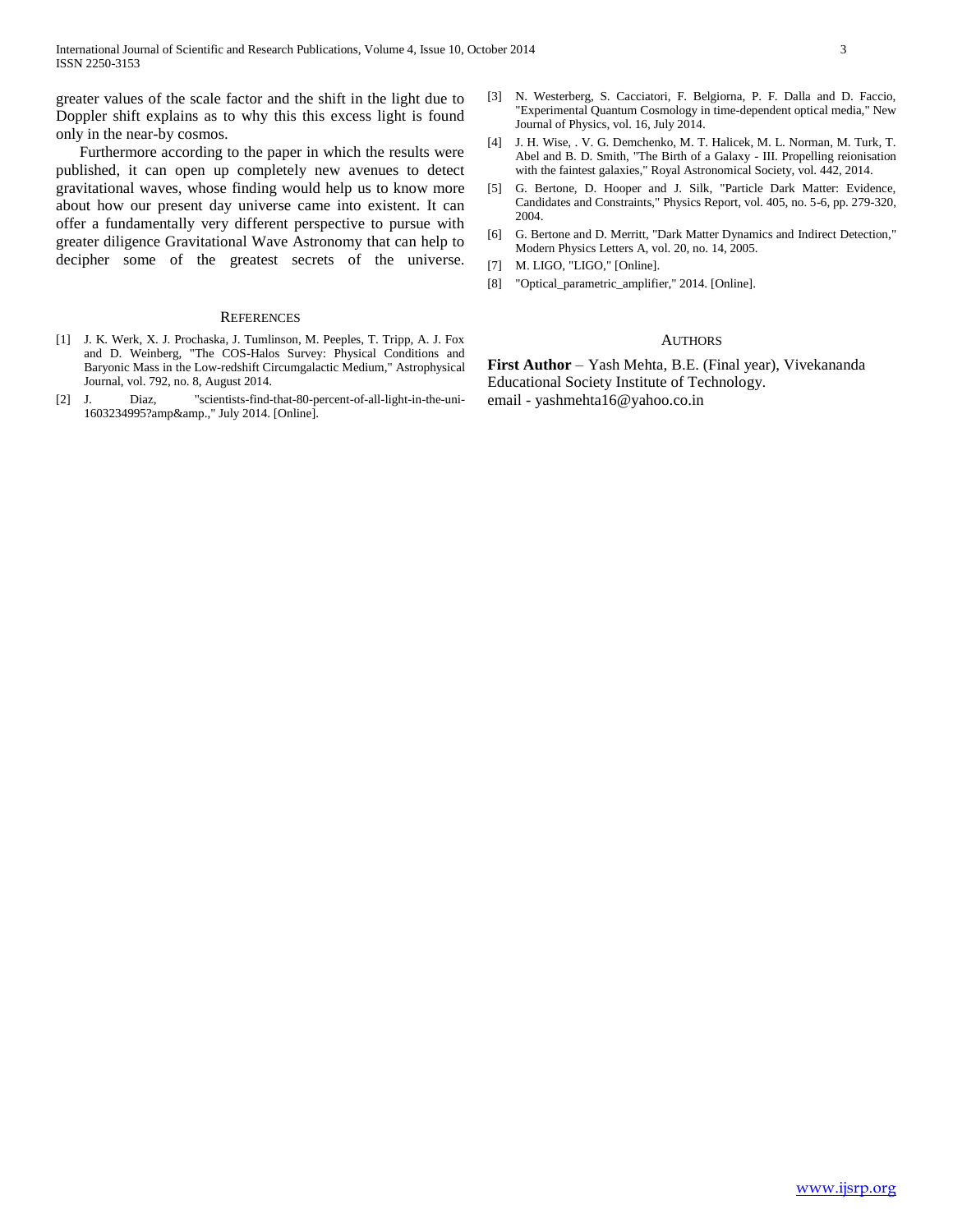greater values of the scale factor and the shift in the light due to Doppler shift explains as to why this this excess light is found only in the near-by cosmos.

Furthermore according to the paper in which the results were published, it can open up completely new avenues to detect gravitational waves, whose finding would help us to know more about how our present day universe came into existent. It can offer a fundamentally very different perspective to pursue with greater diligence Gravitational Wave Astronomy that can help to decipher some of the greatest secrets of the universe.

## References

[1] J. K. Werk, X. J. Prochaska, J. Tumlinson, M. Peeples, T. Tripp, A. J. Fox and D. Weinberg, "The COS-Halos Survey: Physical Conditions and Baryonic Mass in the Low-redshift Circumgalactic Medium," Astrophysical Journal, vol. 792, no. 8, August 2014.

[2] J. Diaz, "scientists-find-that-80-percent-of-all-light-in-the-uni-1603234995?amp&amp.," July 2014. [Online].

[3] N. Westerberg, S. Cacciatori, F. Belgiorna, P. F. Dalla and D. Faccio, "Experimental Quantum Cosmology in time-dependent optical media," New Journal of Physics, vol. 16, July 2014.

[4] J. H. Wise, . V. G. Demchenko, M. T. Halicek, M. L. Norman, M. Turk, T. Abel and B. D. Smith, "The Birth of a Galaxy - III. Propelling reionisation with the faintest galaxies," Royal Astronomical Society, vol. 442, 2014.

[5] G. Bertone, D. Hooper and J. Silk, "Particle Dark Matter: Evidence, Candidates and Constraints," Physics Report, vol. 405, no. 5-6, pp. 279-320, 2004.

[6] G. Bertone and D. Merritt, "Dark Matter Dynamics and Indirect Detection," Modern Physics Letters A, vol. 20, no. 14, 2005.

[7] M. LIGO, "LIGO," [Online].

[8] "Optical_parametric_amplifier," 2014. [Online].

## Authors

**First Author** – Yash Mehta, B.E. (Final year), Vivekananda Educational Society Institute of Technology.
email - yashmehta16@yahoo.co.in